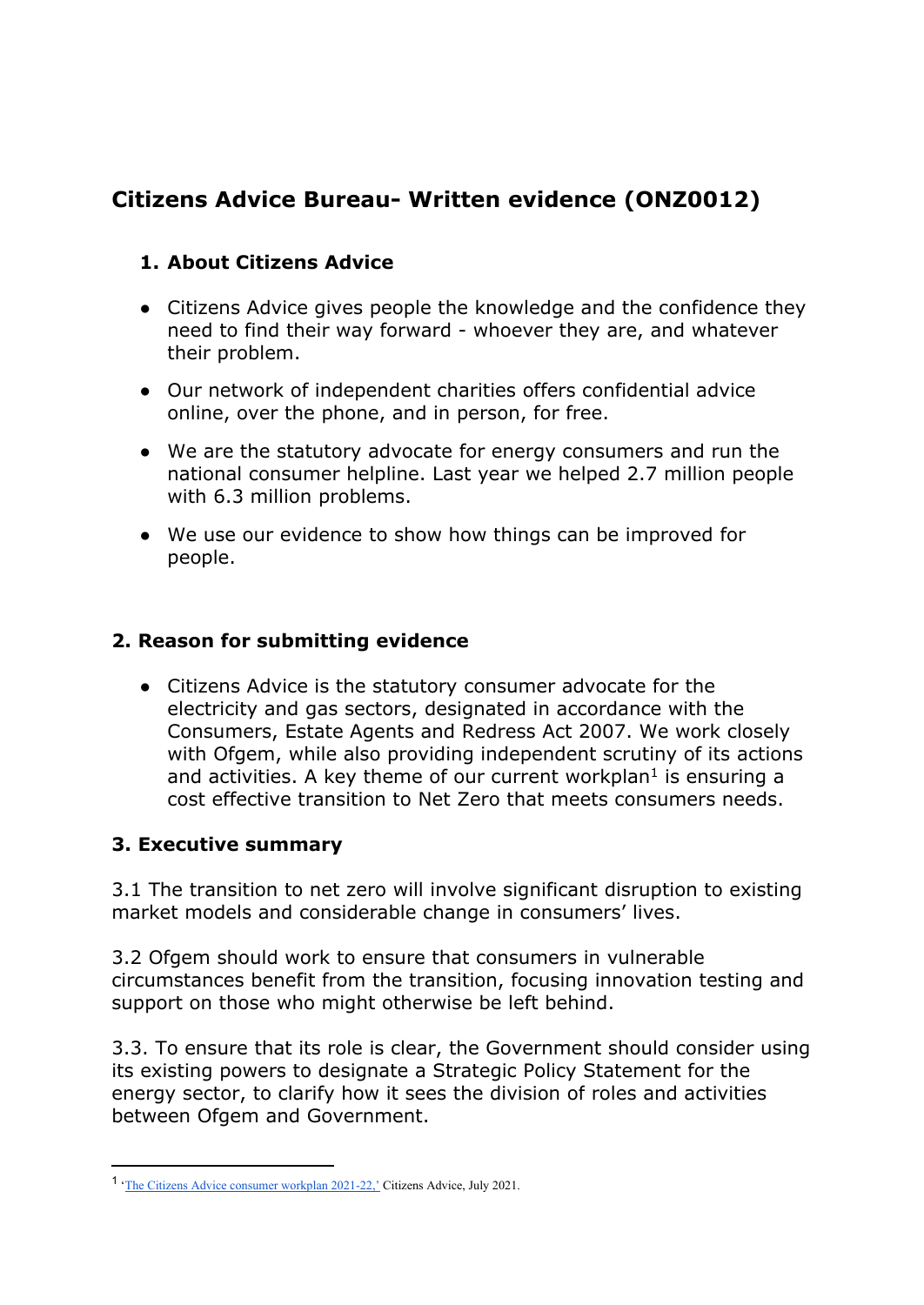# Citizens Advice Bureau- Written evidence (ONZ0012)

## 1. About Citizens Advice

- Citizens Advice gives people the knowledge and the confidence they need to find their way forward - whoever they are, and whatever their problem.
- Our network of independent charities offers confidential advice online, over the phone, and in person, for free.
- We are the statutory advocate for energy consumers and run the national consumer helpline. Last year we helped 2.7 million people with 6.3 million problems.
- We use our evidence to show how things can be improved for people.

## 2. Reason for submitting evidence

- Citizens Advice is the statutory consumer advocate for the electricity and gas sectors, designated in accordance with the Consumers, Estate Agents and Redress Act 2007. We work closely with Ofgem, while also providing independent scrutiny of its actions and activities. A key theme of our current workplan[1] is ensuring a cost effective transition to Net Zero that meets consumers needs.

## 3. Executive summary

3.1 The transition to net zero will involve significant disruption to existing market models and considerable change in consumers' lives.

3.2 Ofgem should work to ensure that consumers in vulnerable circumstances benefit from the transition, focusing innovation testing and support on those who might otherwise be left behind.

3.3. To ensure that its role is clear, the Government should consider using its existing powers to designate a Strategic Policy Statement for the energy sector, to clarify how it sees the division of roles and activities between Ofgem and Government.

[1] 'The Citizens Advice consumer workplan 2021-22,' Citizens Advice, July 2021.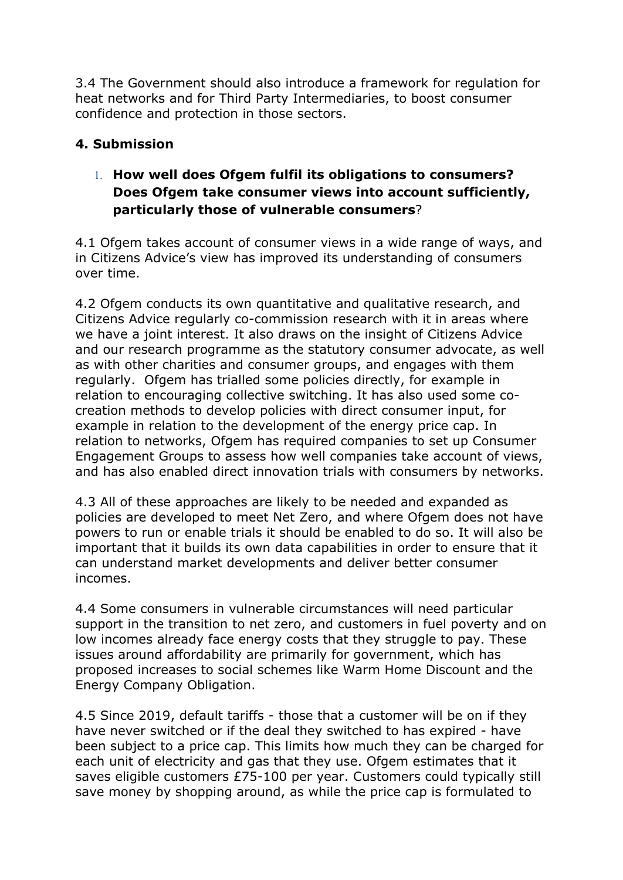3.4 The Government should also introduce a framework for regulation for heat networks and for Third Party Intermediaries, to boost consumer confidence and protection in those sectors.

## 4. Submission

1. **How well does Ofgem fulfil its obligations to consumers? Does Ofgem take consumer views into account sufficiently, particularly those of vulnerable consumers**?

4.1 Ofgem takes account of consumer views in a wide range of ways, and in Citizens Advice's view has improved its understanding of consumers over time.

4.2 Ofgem conducts its own quantitative and qualitative research, and Citizens Advice regularly co-commission research with it in areas where we have a joint interest. It also draws on the insight of Citizens Advice and our research programme as the statutory consumer advocate, as well as with other charities and consumer groups, and engages with them regularly. Ofgem has trialled some policies directly, for example in relation to encouraging collective switching. It has also used some co-creation methods to develop policies with direct consumer input, for example in relation to the development of the energy price cap. In relation to networks, Ofgem has required companies to set up Consumer Engagement Groups to assess how well companies take account of views, and has also enabled direct innovation trials with consumers by networks.

4.3 All of these approaches are likely to be needed and expanded as policies are developed to meet Net Zero, and where Ofgem does not have powers to run or enable trials it should be enabled to do so. It will also be important that it builds its own data capabilities in order to ensure that it can understand market developments and deliver better consumer incomes.

4.4 Some consumers in vulnerable circumstances will need particular support in the transition to net zero, and customers in fuel poverty and on low incomes already face energy costs that they struggle to pay. These issues around affordability are primarily for government, which has proposed increases to social schemes like Warm Home Discount and the Energy Company Obligation.

4.5 Since 2019, default tariffs - those that a customer will be on if they have never switched or if the deal they switched to has expired - have been subject to a price cap. This limits how much they can be charged for each unit of electricity and gas that they use. Ofgem estimates that it saves eligible customers £75-100 per year. Customers could typically still save money by shopping around, as while the price cap is formulated to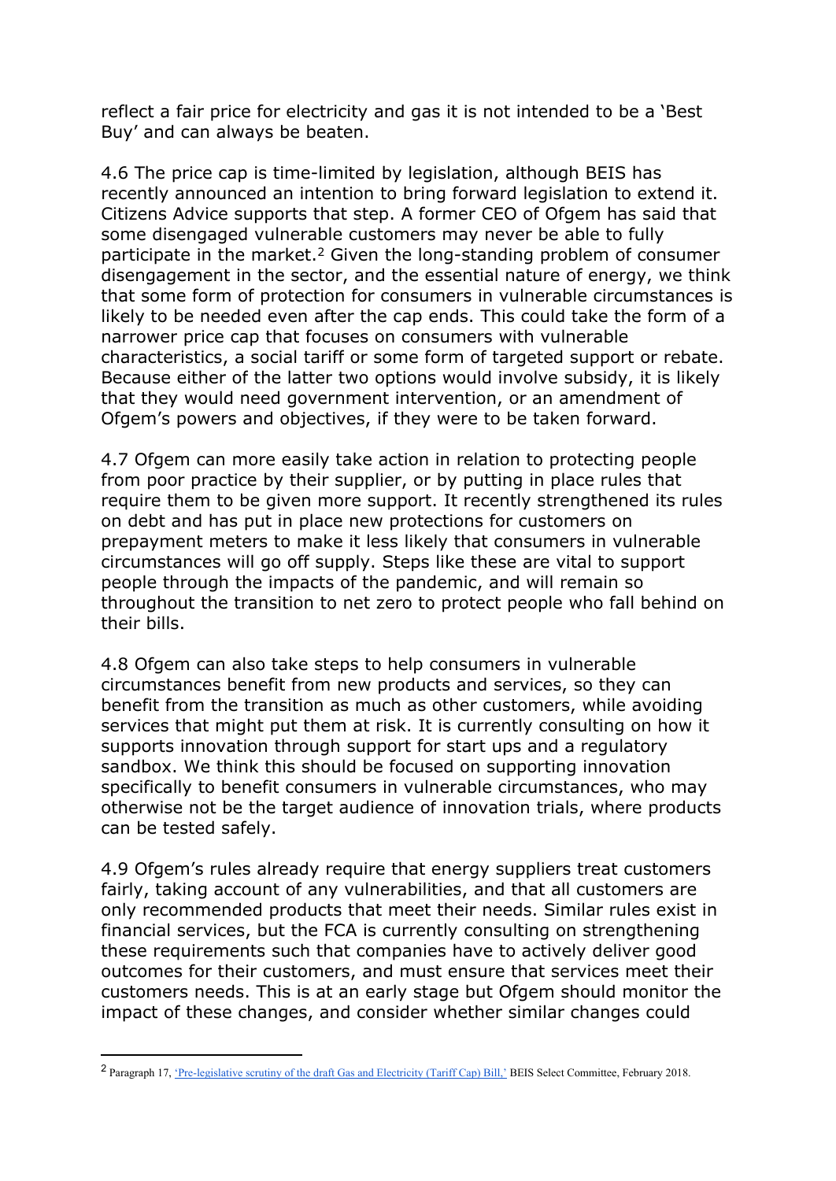reflect a fair price for electricity and gas it is not intended to be a 'Best Buy' and can always be beaten.

4.6 The price cap is time-limited by legislation, although BEIS has recently announced an intention to bring forward legislation to extend it. Citizens Advice supports that step. A former CEO of Ofgem has said that some disengaged vulnerable customers may never be able to fully participate in the market.[2] Given the long-standing problem of consumer disengagement in the sector, and the essential nature of energy, we think that some form of protection for consumers in vulnerable circumstances is likely to be needed even after the cap ends. This could take the form of a narrower price cap that focuses on consumers with vulnerable characteristics, a social tariff or some form of targeted support or rebate. Because either of the latter two options would involve subsidy, it is likely that they would need government intervention, or an amendment of Ofgem's powers and objectives, if they were to be taken forward.

4.7 Ofgem can more easily take action in relation to protecting people from poor practice by their supplier, or by putting in place rules that require them to be given more support. It recently strengthened its rules on debt and has put in place new protections for customers on prepayment meters to make it less likely that consumers in vulnerable circumstances will go off supply. Steps like these are vital to support people through the impacts of the pandemic, and will remain so throughout the transition to net zero to protect people who fall behind on their bills.

4.8 Ofgem can also take steps to help consumers in vulnerable circumstances benefit from new products and services, so they can benefit from the transition as much as other customers, while avoiding services that might put them at risk. It is currently consulting on how it supports innovation through support for start ups and a regulatory sandbox. We think this should be focused on supporting innovation specifically to benefit consumers in vulnerable circumstances, who may otherwise not be the target audience of innovation trials, where products can be tested safely.

4.9 Ofgem's rules already require that energy suppliers treat customers fairly, taking account of any vulnerabilities, and that all customers are only recommended products that meet their needs. Similar rules exist in financial services, but the FCA is currently consulting on strengthening these requirements such that companies have to actively deliver good outcomes for their customers, and must ensure that services meet their customers needs. This is at an early stage but Ofgem should monitor the impact of these changes, and consider whether similar changes could

---

[2] Paragraph 17, 'Pre-legislative scrutiny of the draft Gas and Electricity (Tariff Cap) Bill,' BEIS Select Committee, February 2018.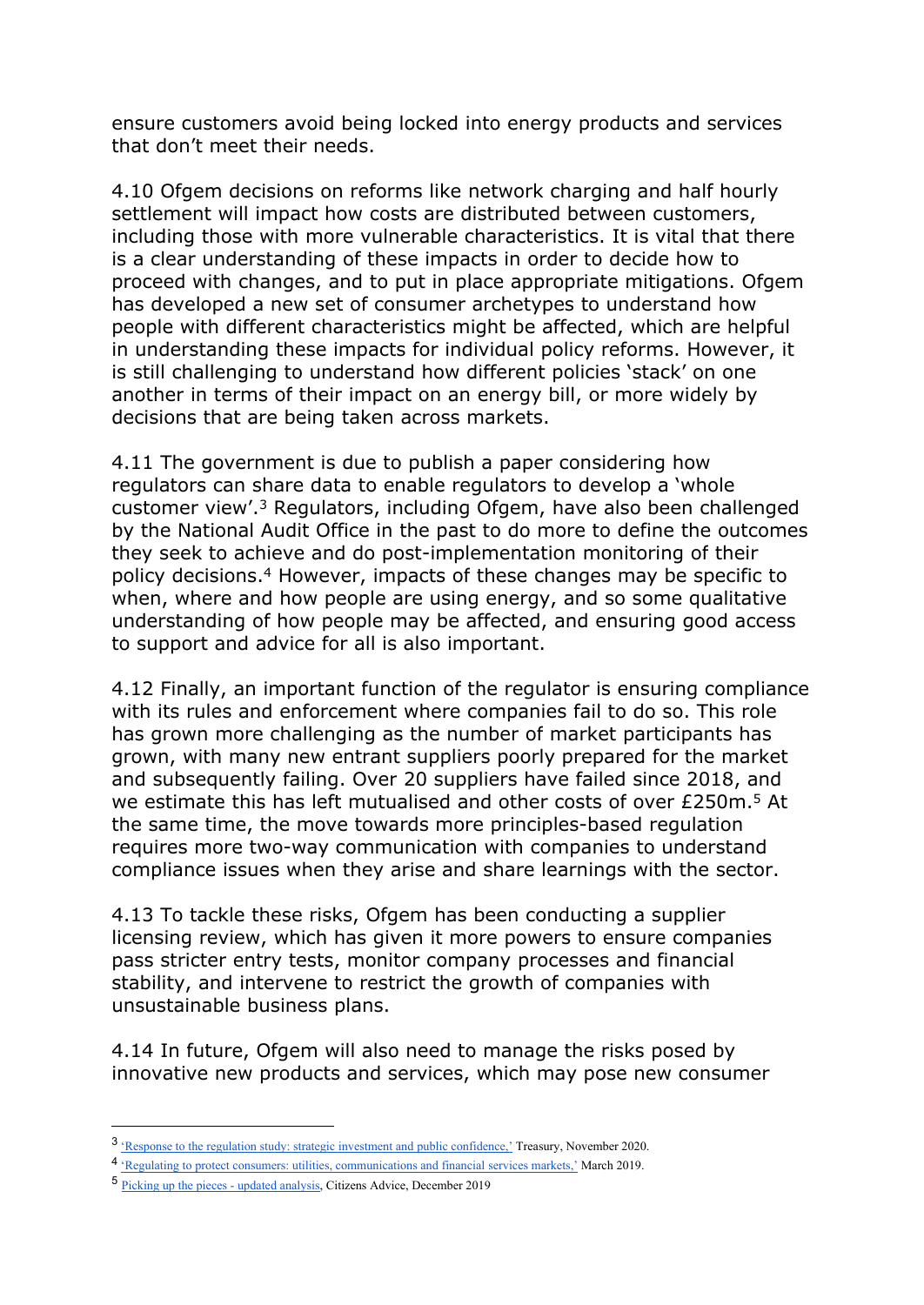ensure customers avoid being locked into energy products and services that don't meet their needs.

4.10 Ofgem decisions on reforms like network charging and half hourly settlement will impact how costs are distributed between customers, including those with more vulnerable characteristics. It is vital that there is a clear understanding of these impacts in order to decide how to proceed with changes, and to put in place appropriate mitigations. Ofgem has developed a new set of consumer archetypes to understand how people with different characteristics might be affected, which are helpful in understanding these impacts for individual policy reforms. However, it is still challenging to understand how different policies 'stack' on one another in terms of their impact on an energy bill, or more widely by decisions that are being taken across markets.

4.11 The government is due to publish a paper considering how regulators can share data to enable regulators to develop a 'whole customer view'.[3] Regulators, including Ofgem, have also been challenged by the National Audit Office in the past to do more to define the outcomes they seek to achieve and do post-implementation monitoring of their policy decisions.[4] However, impacts of these changes may be specific to when, where and how people are using energy, and so some qualitative understanding of how people may be affected, and ensuring good access to support and advice for all is also important.

4.12 Finally, an important function of the regulator is ensuring compliance with its rules and enforcement where companies fail to do so. This role has grown more challenging as the number of market participants has grown, with many new entrant suppliers poorly prepared for the market and subsequently failing. Over 20 suppliers have failed since 2018, and we estimate this has left mutualised and other costs of over £250m.[5] At the same time, the move towards more principles-based regulation requires more two-way communication with companies to understand compliance issues when they arise and share learnings with the sector.

4.13 To tackle these risks, Ofgem has been conducting a supplier licensing review, which has given it more powers to ensure companies pass stricter entry tests, monitor company processes and financial stability, and intervene to restrict the growth of companies with unsustainable business plans.

4.14 In future, Ofgem will also need to manage the risks posed by innovative new products and services, which may pose new consumer

---

[3] 'Response to the regulation study: strategic investment and public confidence,' Treasury, November 2020.

[4] 'Regulating to protect consumers: utilities, communications and financial services markets,' March 2019.

[5] Picking up the pieces - updated analysis, Citizens Advice, December 2019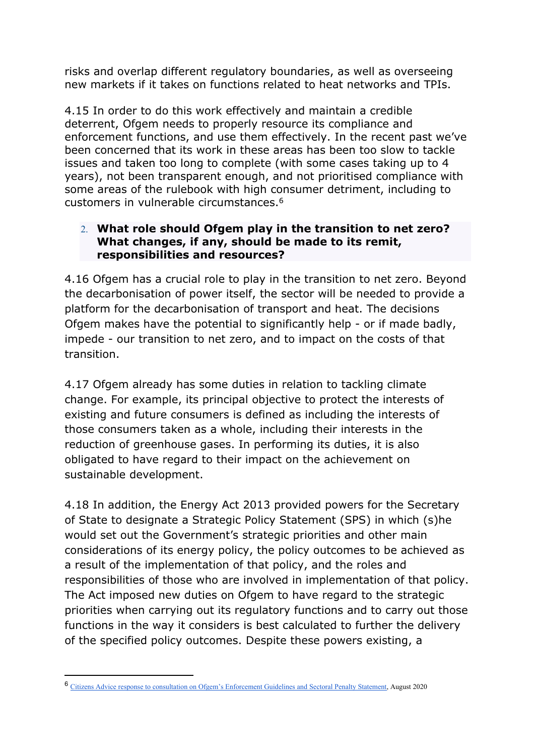risks and overlap different regulatory boundaries, as well as overseeing new markets if it takes on functions related to heat networks and TPIs.

4.15 In order to do this work effectively and maintain a credible deterrent, Ofgem needs to properly resource its compliance and enforcement functions, and use them effectively. In the recent past we've been concerned that its work in these areas has been too slow to tackle issues and taken too long to complete (with some cases taking up to 4 years), not been transparent enough, and not prioritised compliance with some areas of the rulebook with high consumer detriment, including to customers in vulnerable circumstances.[6]

2. **What role should Ofgem play in the transition to net zero? What changes, if any, should be made to its remit, responsibilities and resources?**

4.16 Ofgem has a crucial role to play in the transition to net zero. Beyond the decarbonisation of power itself, the sector will be needed to provide a platform for the decarbonisation of transport and heat. The decisions Ofgem makes have the potential to significantly help - or if made badly, impede - our transition to net zero, and to impact on the costs of that transition.

4.17 Ofgem already has some duties in relation to tackling climate change. For example, its principal objective to protect the interests of existing and future consumers is defined as including the interests of those consumers taken as a whole, including their interests in the reduction of greenhouse gases. In performing its duties, it is also obligated to have regard to their impact on the achievement on sustainable development.

4.18 In addition, the Energy Act 2013 provided powers for the Secretary of State to designate a Strategic Policy Statement (SPS) in which (s)he would set out the Government's strategic priorities and other main considerations of its energy policy, the policy outcomes to be achieved as a result of the implementation of that policy, and the roles and responsibilities of those who are involved in implementation of that policy. The Act imposed new duties on Ofgem to have regard to the strategic priorities when carrying out its regulatory functions and to carry out those functions in the way it considers is best calculated to further the delivery of the specified policy outcomes. Despite these powers existing, a

[6] Citizens Advice response to consultation on Ofgem's Enforcement Guidelines and Sectoral Penalty Statement, August 2020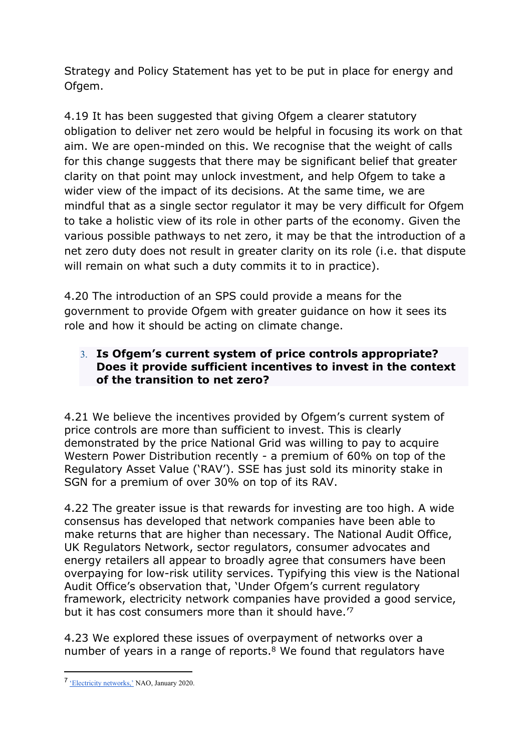Strategy and Policy Statement has yet to be put in place for energy and Ofgem.

4.19 It has been suggested that giving Ofgem a clearer statutory obligation to deliver net zero would be helpful in focusing its work on that aim. We are open-minded on this. We recognise that the weight of calls for this change suggests that there may be significant belief that greater clarity on that point may unlock investment, and help Ofgem to take a wider view of the impact of its decisions. At the same time, we are mindful that as a single sector regulator it may be very difficult for Ofgem to take a holistic view of its role in other parts of the economy. Given the various possible pathways to net zero, it may be that the introduction of a net zero duty does not result in greater clarity on its role (i.e. that dispute will remain on what such a duty commits it to in practice).

4.20 The introduction of an SPS could provide a means for the government to provide Ofgem with greater guidance on how it sees its role and how it should be acting on climate change.

3. **Is Ofgem's current system of price controls appropriate? Does it provide sufficient incentives to invest in the context of the transition to net zero?**

4.21 We believe the incentives provided by Ofgem's current system of price controls are more than sufficient to invest. This is clearly demonstrated by the price National Grid was willing to pay to acquire Western Power Distribution recently - a premium of 60% on top of the Regulatory Asset Value ('RAV'). SSE has just sold its minority stake in SGN for a premium of over 30% on top of its RAV.

4.22 The greater issue is that rewards for investing are too high. A wide consensus has developed that network companies have been able to make returns that are higher than necessary. The National Audit Office, UK Regulators Network, sector regulators, consumer advocates and energy retailers all appear to broadly agree that consumers have been overpaying for low-risk utility services. Typifying this view is the National Audit Office's observation that, 'Under Ofgem's current regulatory framework, electricity network companies have provided a good service, but it has cost consumers more than it should have.'[7]

4.23 We explored these issues of overpayment of networks over a number of years in a range of reports.[8] We found that regulators have

[7] 'Electricity networks,' NAO, January 2020.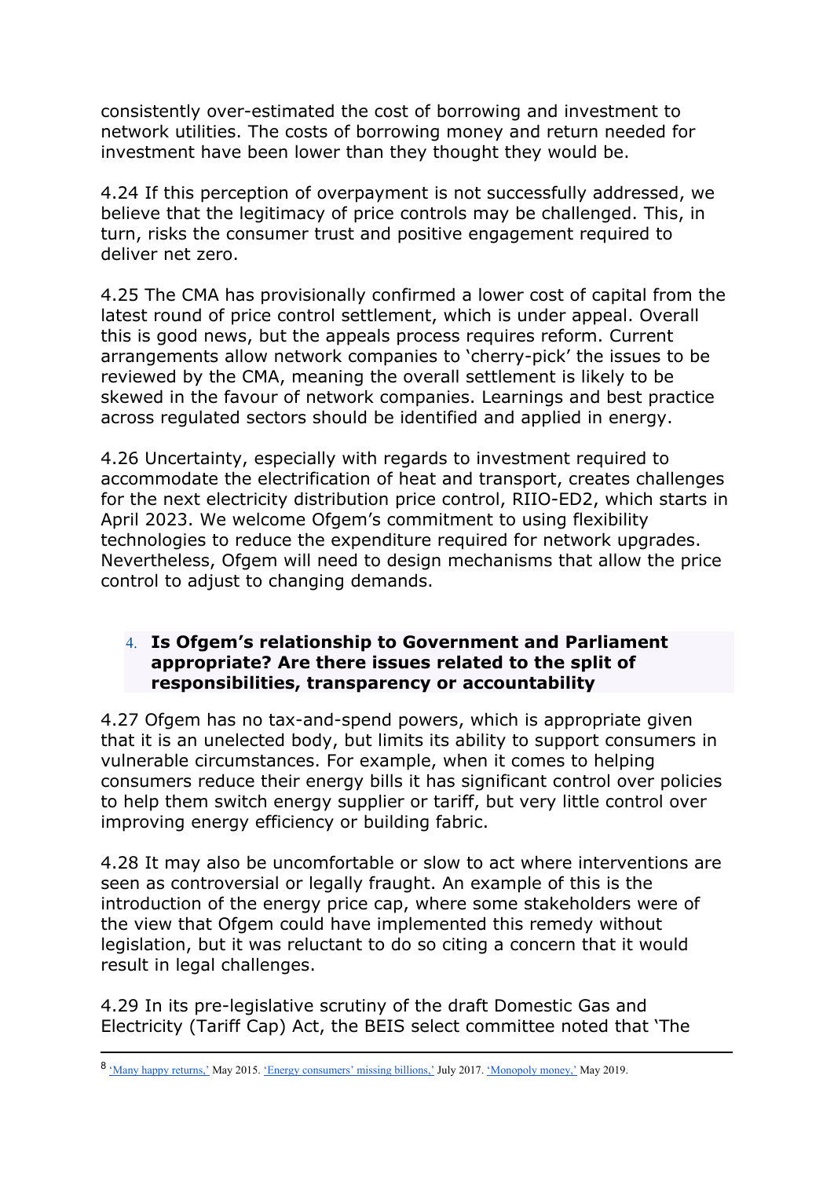consistently over-estimated the cost of borrowing and investment to network utilities. The costs of borrowing money and return needed for investment have been lower than they thought they would be.

4.24 If this perception of overpayment is not successfully addressed, we believe that the legitimacy of price controls may be challenged. This, in turn, risks the consumer trust and positive engagement required to deliver net zero.

4.25 The CMA has provisionally confirmed a lower cost of capital from the latest round of price control settlement, which is under appeal. Overall this is good news, but the appeals process requires reform. Current arrangements allow network companies to 'cherry-pick' the issues to be reviewed by the CMA, meaning the overall settlement is likely to be skewed in the favour of network companies. Learnings and best practice across regulated sectors should be identified and applied in energy.

4.26 Uncertainty, especially with regards to investment required to accommodate the electrification of heat and transport, creates challenges for the next electricity distribution price control, RIIO-ED2, which starts in April 2023. We welcome Ofgem's commitment to using flexibility technologies to reduce the expenditure required for network upgrades. Nevertheless, Ofgem will need to design mechanisms that allow the price control to adjust to changing demands.

4. **Is Ofgem's relationship to Government and Parliament appropriate? Are there issues related to the split of responsibilities, transparency or accountability**

4.27 Ofgem has no tax-and-spend powers, which is appropriate given that it is an unelected body, but limits its ability to support consumers in vulnerable circumstances. For example, when it comes to helping consumers reduce their energy bills it has significant control over policies to help them switch energy supplier or tariff, but very little control over improving energy efficiency or building fabric.

4.28 It may also be uncomfortable or slow to act where interventions are seen as controversial or legally fraught. An example of this is the introduction of the energy price cap, where some stakeholders were of the view that Ofgem could have implemented this remedy without legislation, but it was reluctant to do so citing a concern that it would result in legal challenges.

4.29 In its pre-legislative scrutiny of the draft Domestic Gas and Electricity (Tariff Cap) Act, the BEIS select committee noted that 'The

---

[8] 'Many happy returns,' May 2015. 'Energy consumers' missing billions,' July 2017. 'Monopoly money,' May 2019.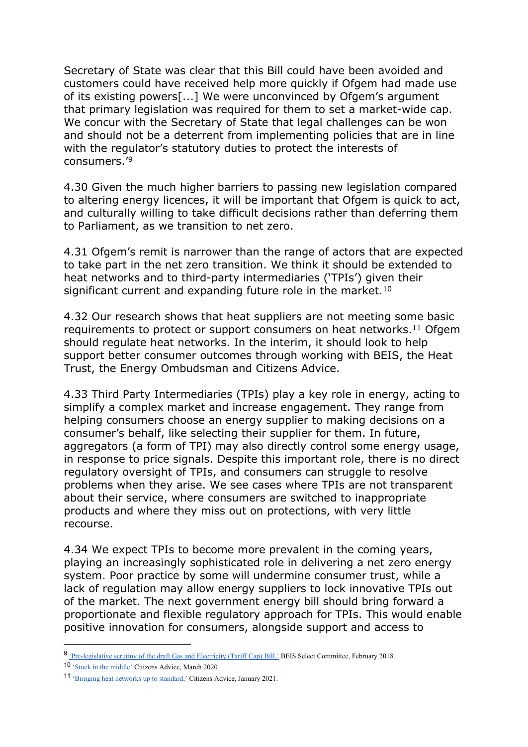Secretary of State was clear that this Bill could have been avoided and customers could have received help more quickly if Ofgem had made use of its existing powers[...] We were unconvinced by Ofgem's argument that primary legislation was required for them to set a market-wide cap. We concur with the Secretary of State that legal challenges can be won and should not be a deterrent from implementing policies that are in line with the regulator's statutory duties to protect the interests of consumers.'[9]

4.30 Given the much higher barriers to passing new legislation compared to altering energy licences, it will be important that Ofgem is quick to act, and culturally willing to take difficult decisions rather than deferring them to Parliament, as we transition to net zero.

4.31 Ofgem's remit is narrower than the range of actors that are expected to take part in the net zero transition. We think it should be extended to heat networks and to third-party intermediaries ('TPIs') given their significant current and expanding future role in the market.[10]

4.32 Our research shows that heat suppliers are not meeting some basic requirements to protect or support consumers on heat networks.[11] Ofgem should regulate heat networks. In the interim, it should look to help support better consumer outcomes through working with BEIS, the Heat Trust, the Energy Ombudsman and Citizens Advice.

4.33 Third Party Intermediaries (TPIs) play a key role in energy, acting to simplify a complex market and increase engagement. They range from helping consumers choose an energy supplier to making decisions on a consumer's behalf, like selecting their supplier for them. In future, aggregators (a form of TPI) may also directly control some energy usage, in response to price signals. Despite this important role, there is no direct regulatory oversight of TPIs, and consumers can struggle to resolve problems when they arise. We see cases where TPIs are not transparent about their service, where consumers are switched to inappropriate products and where they miss out on protections, with very little recourse.

4.34 We expect TPIs to become more prevalent in the coming years, playing an increasingly sophisticated role in delivering a net zero energy system. Poor practice by some will undermine consumer trust, while a lack of regulation may allow energy suppliers to lock innovative TPIs out of the market. The next government energy bill should bring forward a proportionate and flexible regulatory approach for TPIs. This would enable positive innovation for consumers, alongside support and access to

---

[9] 'Pre-legislative scrutiny of the draft Gas and Electricity (Tariff Cap) Bill,' BEIS Select Committee, February 2018.

[10] 'Stuck in the middle' Citizens Advice, March 2020

[11] 'Bringing heat networks up to standard,' Citizens Advice, January 2021.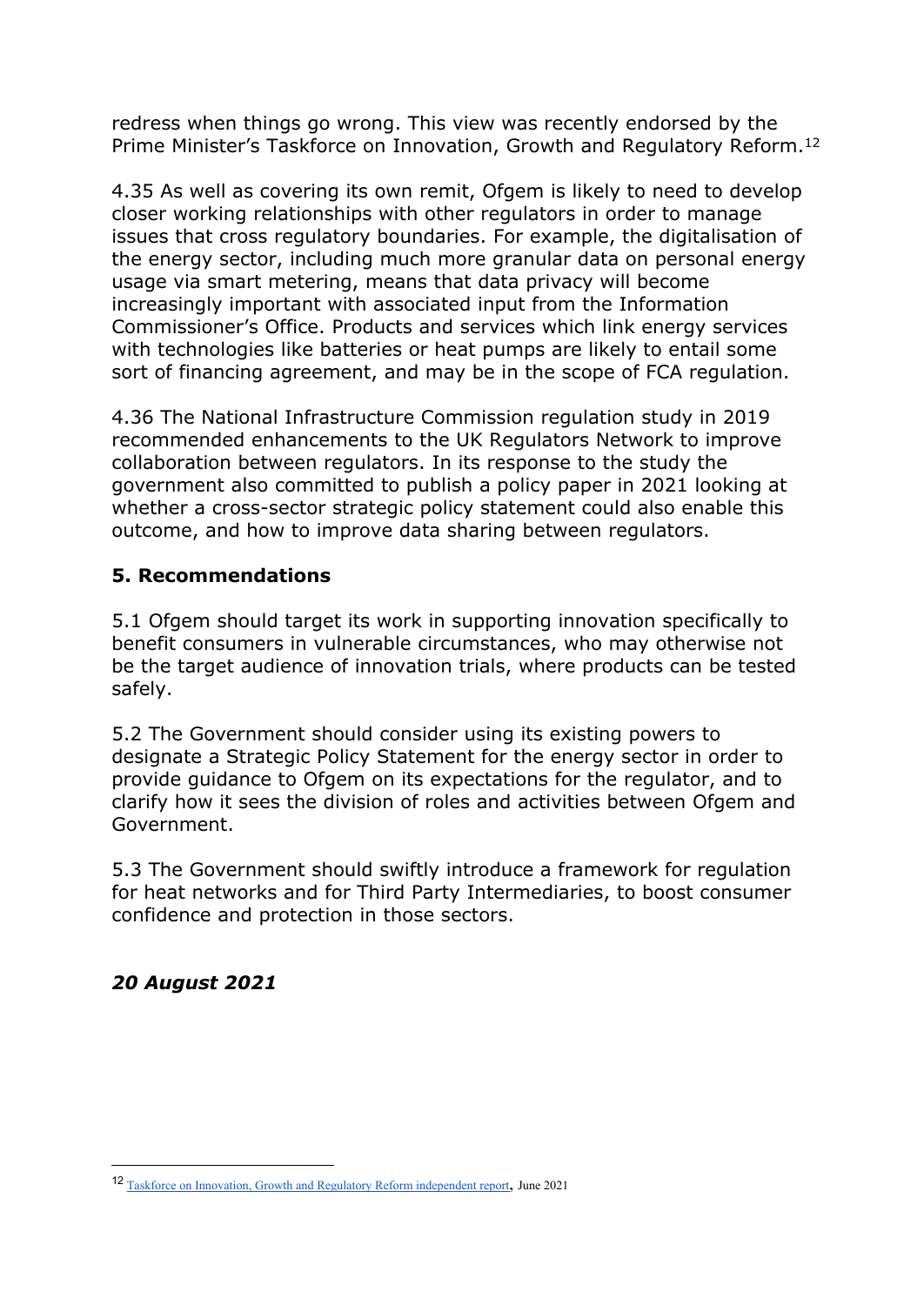redress when things go wrong. This view was recently endorsed by the Prime Minister's Taskforce on Innovation, Growth and Regulatory Reform.[12]

4.35 As well as covering its own remit, Ofgem is likely to need to develop closer working relationships with other regulators in order to manage issues that cross regulatory boundaries. For example, the digitalisation of the energy sector, including much more granular data on personal energy usage via smart metering, means that data privacy will become increasingly important with associated input from the Information Commissioner's Office. Products and services which link energy services with technologies like batteries or heat pumps are likely to entail some sort of financing agreement, and may be in the scope of FCA regulation.

4.36 The National Infrastructure Commission regulation study in 2019 recommended enhancements to the UK Regulators Network to improve collaboration between regulators. In its response to the study the government also committed to publish a policy paper in 2021 looking at whether a cross-sector strategic policy statement could also enable this outcome, and how to improve data sharing between regulators.

## 5. Recommendations

5.1 Ofgem should target its work in supporting innovation specifically to benefit consumers in vulnerable circumstances, who may otherwise not be the target audience of innovation trials, where products can be tested safely.

5.2 The Government should consider using its existing powers to designate a Strategic Policy Statement for the energy sector in order to provide guidance to Ofgem on its expectations for the regulator, and to clarify how it sees the division of roles and activities between Ofgem and Government.

5.3 The Government should swiftly introduce a framework for regulation for heat networks and for Third Party Intermediaries, to boost consumer confidence and protection in those sectors.

***20 August 2021***

[12] Taskforce on Innovation, Growth and Regulatory Reform independent report, June 2021